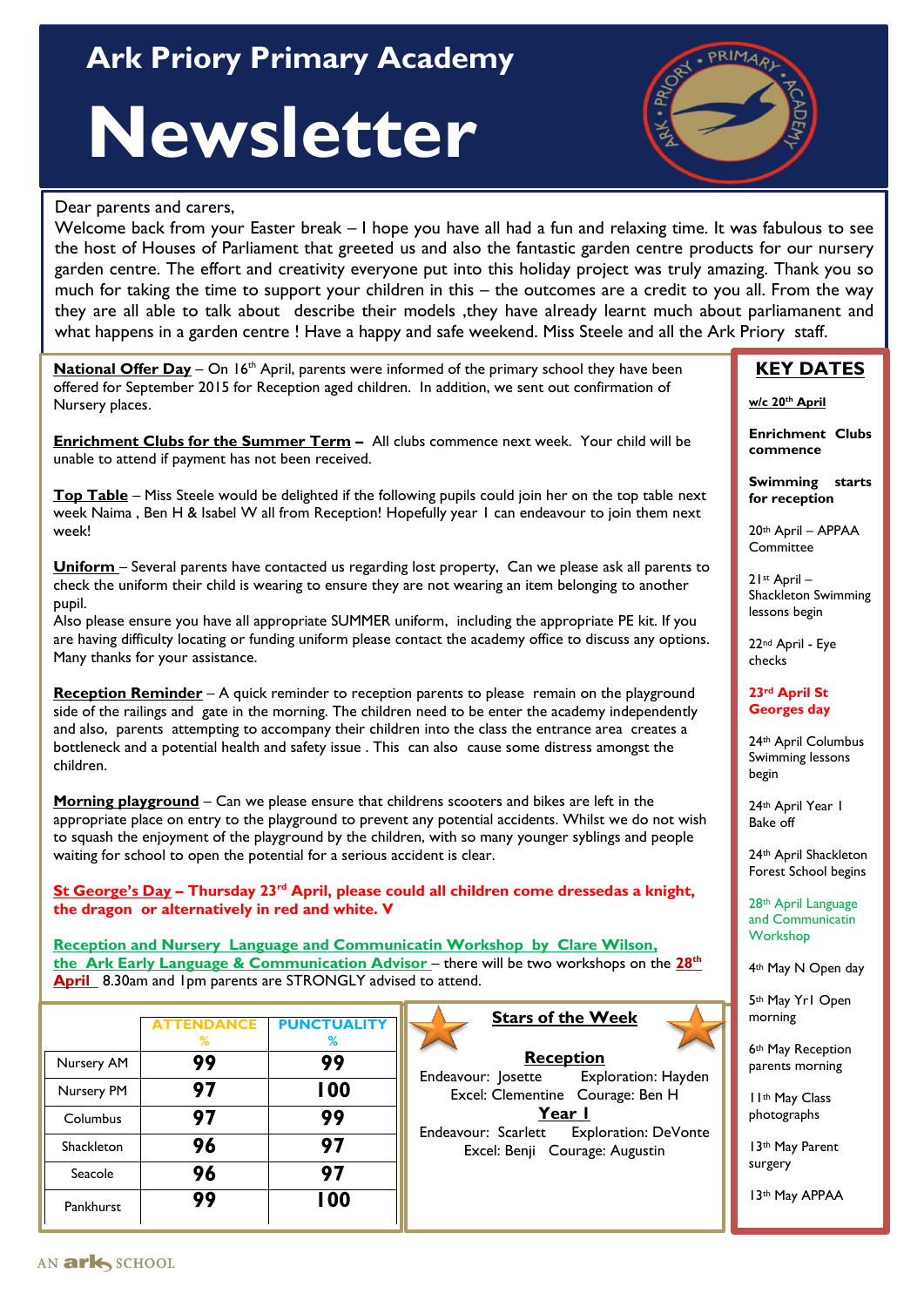# Ark Priory Primary Academy

# Newsletter

Dear parents and carers,

Welcome back from your Easter break – I hope you have all had a fun and relaxing time. It was fabulous to see the host of Houses of Parliament that greeted us and also the fantastic garden centre products for our nursery garden centre. The effort and creativity everyone put into this holiday project was truly amazing. Thank you so much for taking the time to support your children in this – the outcomes are a credit to you all. From the way they are all able to talk about describe their models ,they have already learnt much about parliamanent and what happens in a garden centre ! Have a happy and safe weekend. Miss Steele and all the Ark Priory staff.

**National Offer Day** – On 16th April, parents were informed of the primary school they have been offered for September 2015 for Reception aged children. In addition, we sent out confirmation of Nursery places.

**Enrichment Clubs for the Summer Term –** All clubs commence next week. Your child will be unable to attend if payment has not been received.

**Top Table** – Miss Steele would be delighted if the following pupils could join her on the top table next week Naima , Ben H & Isabel W all from Reception! Hopefully year 1 can endeavour to join them next week!

**Uniform** – Several parents have contacted us regarding lost property, Can we please ask all parents to check the uniform their child is wearing to ensure they are not wearing an item belonging to another pupil.

Also please ensure you have all appropriate SUMMER uniform, including the appropriate PE kit. If you are having difficulty locating or funding uniform please contact the academy office to discuss any options. Many thanks for your assistance.

**Reception Reminder** – A quick reminder to reception parents to please remain on the playground side of the railings and gate in the morning. The children need to be enter the academy independently and also, parents attempting to accompany their children into the class the entrance area creates a bottleneck and a potential health and safety issue . This can also cause some distress amongst the children.

**Morning playground** – Can we please ensure that childrens scooters and bikes are left in the appropriate place on entry to the playground to prevent any potential accidents. Whilst we do not wish to squash the enjoyment of the playground by the children, with so many younger syblings and people waiting for school to open the potential for a serious accident is clear.

**St George's Day – Thursday 23rd April, please could all children come dressedas a knight, the dragon or alternatively in red and white. V**

**Reception and Nursery Language and Communicatin Workshop by Clare Wilson, the Ark Early Language & Communication Advisor** – there will be two workshops on the **28th April** 8.30am and 1pm parents are STRONGLY advised to attend.

| | ATTENDANCE % | PUNCTUALITY % |
|---|---|---|
| Nursery AM | 99 | 99 |
| Nursery PM | 97 | 100 |
| Columbus | 97 | 99 |
| Shackleton | 96 | 97 |
| Seacole | 96 | 97 |
| Pankhurst | 99 | 100 |

## Stars of the Week

**Reception**

Endeavour: Josette Exploration: Hayden
Excel: Clementine Courage: Ben H

**Year 1**

Endeavour: Scarlett Exploration: DeVonte
Excel: Benji Courage: Augustin

## KEY DATES

**w/c 20th April**

**Enrichment Clubs commence**

**Swimming starts for reception**

20th April – APPAA Committee

21st April – Shackleton Swimming lessons begin

22nd April - Eye checks

**23rd April St Georges day**

24th April Columbus Swimming lessons begin

24th April Year 1 Bake off

24th April Shackleton Forest School begins

28th April Language and Communicatin Workshop

4th May N Open day

5th May Yr1 Open morning

6th May Reception parents morning

11th May Class photographs

13th May Parent surgery

13th May APPAA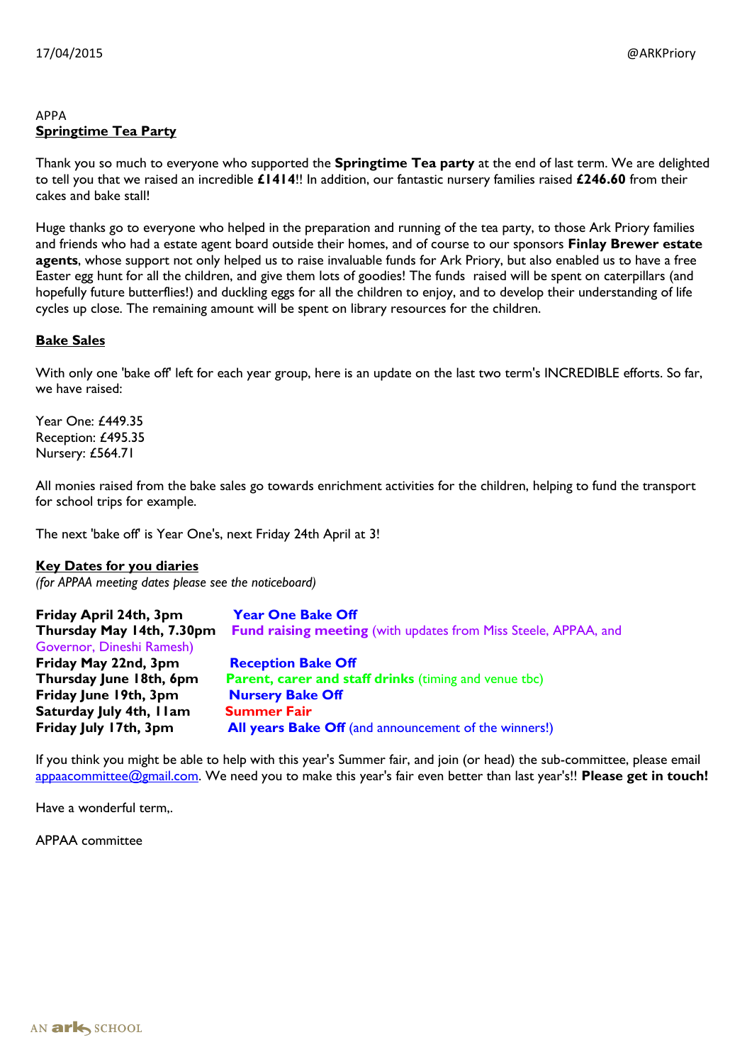APPA

## Springtime Tea Party

Thank you so much to everyone who supported the **Springtime Tea party** at the end of last term. We are delighted to tell you that we raised an incredible **£1414**!! In addition, our fantastic nursery families raised **£246.60** from their cakes and bake stall!

Huge thanks go to everyone who helped in the preparation and running of the tea party, to those Ark Priory families and friends who had a estate agent board outside their homes, and of course to our sponsors **Finlay Brewer estate agents**, whose support not only helped us to raise invaluable funds for Ark Priory, but also enabled us to have a free Easter egg hunt for all the children, and give them lots of goodies! The funds raised will be spent on caterpillars (and hopefully future butterflies!) and duckling eggs for all the children to enjoy, and to develop their understanding of life cycles up close. The remaining amount will be spent on library resources for the children.

## Bake Sales

With only one 'bake off' left for each year group, here is an update on the last two term's INCREDIBLE efforts. So far, we have raised:

Year One: £449.35
Reception: £495.35
Nursery: £564.71

All monies raised from the bake sales go towards enrichment activities for the children, helping to fund the transport for school trips for example.

The next 'bake off' is Year One's, next Friday 24th April at 3!

## Key Dates for you diaries

*(for APPAA meeting dates please see the noticeboard)*

| | |
|---|---|
| **Friday April 24th, 3pm** | **Year One Bake Off** |
| **Thursday May 14th, 7.30pm** | **Fund raising meeting** (with updates from Miss Steele, APPAA, and Governor, Dineshi Ramesh) |
| **Friday May 22nd, 3pm** | **Reception Bake Off** |
| **Thursday June 18th, 6pm** | **Parent, carer and staff drinks** (timing and venue tbc) |
| **Friday June 19th, 3pm** | **Nursery Bake Off** |
| **Saturday July 4th, 11am** | **Summer Fair** |
| **Friday July 17th, 3pm** | **All years Bake Off** (and announcement of the winners!) |

If you think you might be able to help with this year's Summer fair, and join (or head) the sub-committee, please email appaacommittee@gmail.com. We need you to make this year's fair even better than last year's!! **Please get in touch!**

Have a wonderful term,.

APPAA committee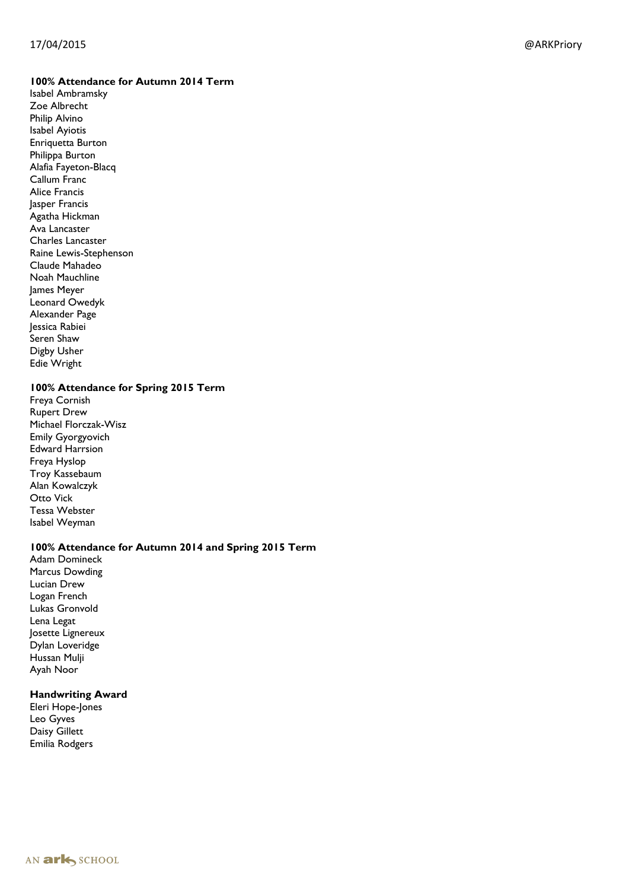**100% Attendance for Autumn 2014 Term**

Isabel Ambramsky
Zoe Albrecht
Philip Alvino
Isabel Ayiotis
Enriquetta Burton
Philippa Burton
Alafia Fayeton-Blacq
Callum Franc
Alice Francis
Jasper Francis
Agatha Hickman
Ava Lancaster
Charles Lancaster
Raine Lewis-Stephenson
Claude Mahadeo
Noah Mauchline
James Meyer
Leonard Owedyk
Alexander Page
Jessica Rabiei
Seren Shaw
Digby Usher
Edie Wright

**100% Attendance for Spring 2015 Term**

Freya Cornish
Rupert Drew
Michael Florczak-Wisz
Emily Gyorgyovich
Edward Harrsion
Freya Hyslop
Troy Kassebaum
Alan Kowalczyk
Otto Vick
Tessa Webster
Isabel Weyman

**100% Attendance for Autumn 2014 and Spring 2015 Term**

Adam Domineck
Marcus Dowding
Lucian Drew
Logan French
Lukas Gronvold
Lena Legat
Josette Lignereux
Dylan Loveridge
Hussan Mulji
Ayah Noor

**Handwriting Award**

Eleri Hope-Jones
Leo Gyves
Daisy Gillett
Emilia Rodgers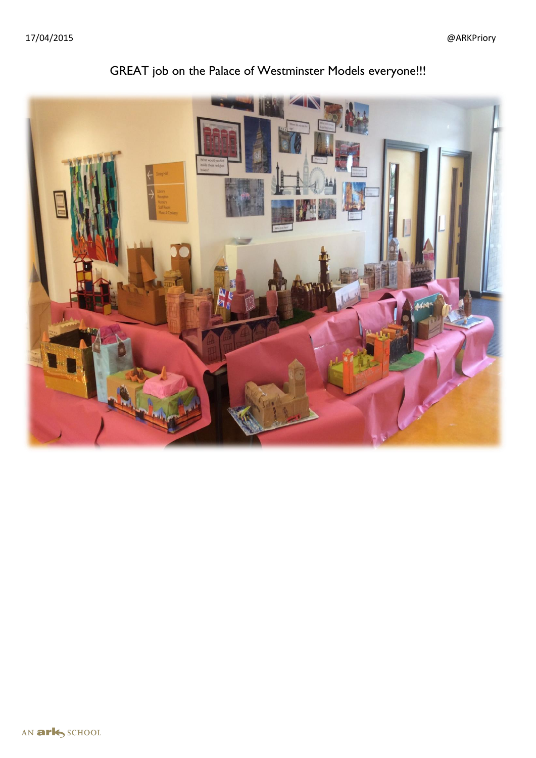17/04/2015

@ARKPriory

GREAT job on the Palace of Westminster Models everyone!!!